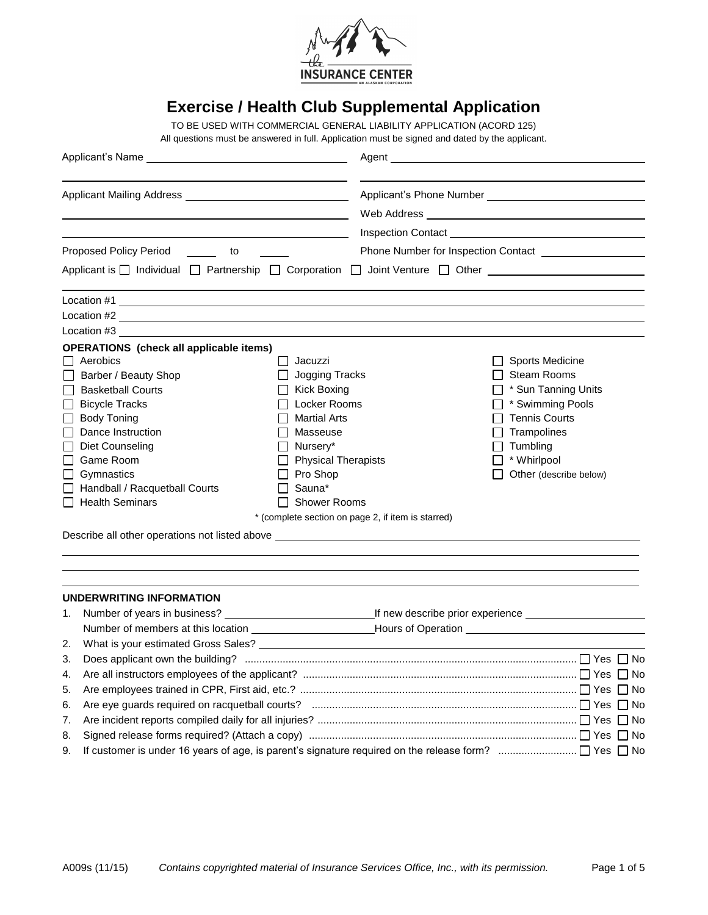# Exercise / Health Club Supplemental Application

TO BE USED WITH COMMERCIAL GENERAL LIABILITY APPLICATION (ACORD 125)

All questions must be answered in full. Application must be signed and dated by the applicant.

Applicant's Name ______________________ Agent ______________________

Applicant Mailing Address ______________________ Applicant's Phone Number ______________________

Web Address ______________________

Inspection Contact ______________________

Proposed Policy Period ______ to ______ Phone Number for Inspection Contact ______________________

Applicant is ☐ Individual ☐ Partnership ☐ Corporation ☐ Joint Venture ☐ Other ______________________

Location #1 ______________________

Location #2 ______________________

Location #3 ______________________

**OPERATIONS (check all applicable items)**

- ☐ Aerobics
- ☐ Barber / Beauty Shop
- ☐ Basketball Courts
- ☐ Bicycle Tracks
- ☐ Body Toning
- ☐ Dance Instruction
- ☐ Diet Counseling
- ☐ Game Room
- ☐ Gymnastics
- ☐ Handball / Racquetball Courts
- ☐ Health Seminars
- ☐ Jacuzzi
- ☐ Jogging Tracks
- ☐ Kick Boxing
- ☐ Locker Rooms
- ☐ Martial Arts
- ☐ Masseuse
- ☐ Nursery*
- ☐ Physical Therapists
- ☐ Pro Shop
- ☐ Sauna*
- ☐ Shower Rooms
- ☐ Sports Medicine
- ☐ Steam Rooms
- ☐ * Sun Tanning Units
- ☐ * Swimming Pools
- ☐ Tennis Courts
- ☐ Trampolines
- ☐ Tumbling
- ☐ * Whirlpool
- ☐ Other (describe below)

\* (complete section on page 2, if item is starred)

Describe all other operations not listed above ______________________

**UNDERWRITING INFORMATION**

1. Number of years in business? ______________ If new describe prior experience ______________

   Number of members at this location ______________ Hours of Operation ______________
2. What is your estimated Gross Sales? ______________
3. Does applicant own the building? ☐ Yes ☐ No
4. Are all instructors employees of the applicant? ☐ Yes ☐ No
5. Are employees trained in CPR, First aid, etc.? ☐ Yes ☐ No
6. Are eye guards required on racquetball courts? ☐ Yes ☐ No
7. Are incident reports compiled daily for all injuries? ☐ Yes ☐ No
8. Signed release forms required? (Attach a copy) ☐ Yes ☐ No
9. If customer is under 16 years of age, is parent's signature required on the release form? ☐ Yes ☐ No

A009s (11/15) *Contains copyrighted material of Insurance Services Office, Inc., with its permission.*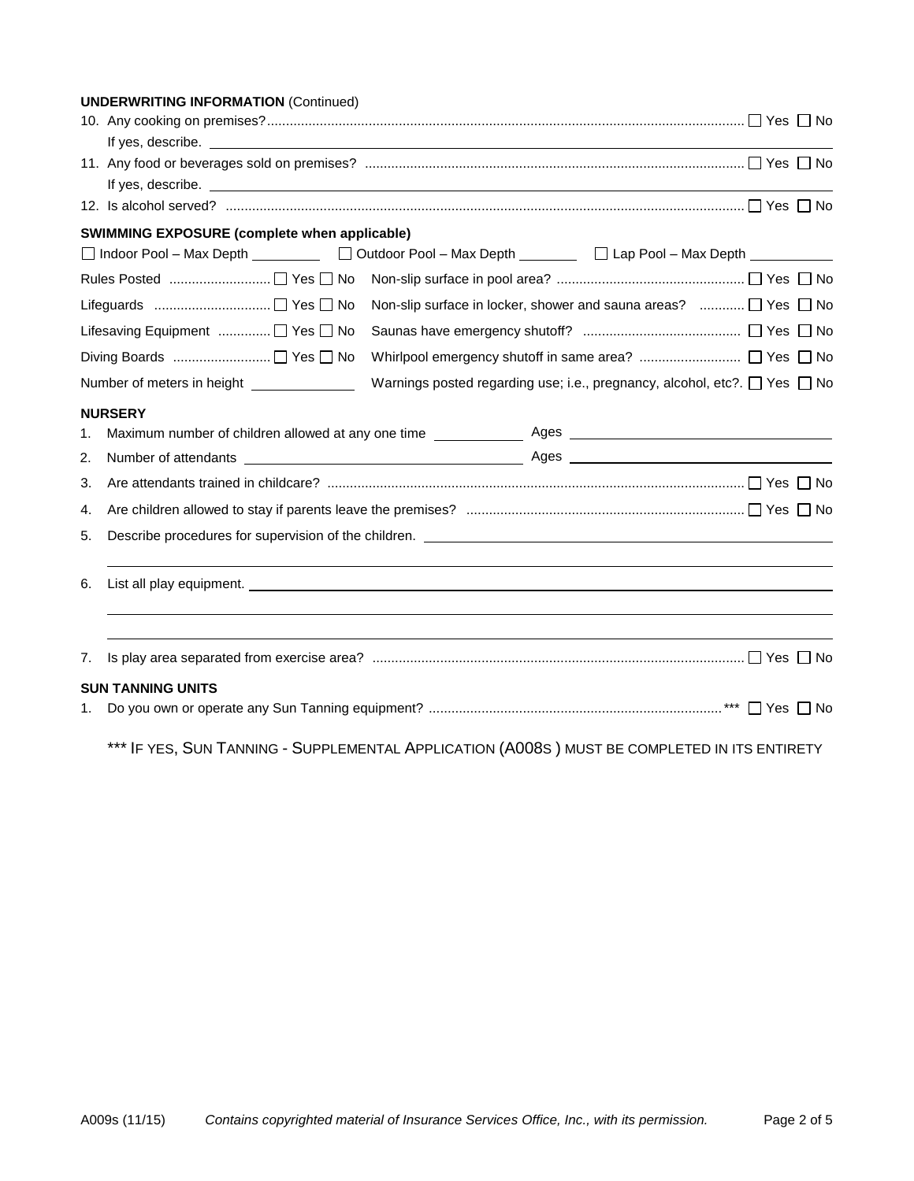**UNDERWRITING INFORMATION** (Continued)

10. Any cooking on premises? ☐ Yes ☐ No

 If yes, describe. ______________________________

11. Any food or beverages sold on premises? ☐ Yes ☐ No

 If yes, describe. ______________________________

12. Is alcohol served? ☐ Yes ☐ No

**SWIMMING EXPOSURE (complete when applicable)**

☐ Indoor Pool – Max Depth ________ ☐ Outdoor Pool – Max Depth ________ ☐ Lap Pool – Max Depth ________

| | | | |
|---|---|---|---|
| Rules Posted | ☐ Yes ☐ No | Non-slip surface in pool area? | ☐ Yes ☐ No |
| Lifeguards | ☐ Yes ☐ No | Non-slip surface in locker, shower and sauna areas? | ☐ Yes ☐ No |
| Lifesaving Equipment | ☐ Yes ☐ No | Saunas have emergency shutoff? | ☐ Yes ☐ No |
| Diving Boards | ☐ Yes ☐ No | Whirlpool emergency shutoff in same area? | ☐ Yes ☐ No |
| Number of meters in height ________ | | Warnings posted regarding use; i.e., pregnancy, alcohol, etc?. | ☐ Yes ☐ No |

**NURSERY**

1. Maximum number of children allowed at any one time ________ Ages ________
2. Number of attendants ________ Ages ________
3. Are attendants trained in childcare? ☐ Yes ☐ No
4. Are children allowed to stay if parents leave the premises? ☐ Yes ☐ No
5. Describe procedures for supervision of the children. ______________________________
6. List all play equipment. ______________________________
7. Is play area separated from exercise area? ☐ Yes ☐ No

**SUN TANNING UNITS**

1. Do you own or operate any Sun Tanning equipment? *** ☐ Yes ☐ No

*** IF YES, SUN TANNING - SUPPLEMENTAL APPLICATION (A008S) MUST BE COMPLETED IN ITS ENTIRETY

A009s (11/15) *Contains copyrighted material of Insurance Services Office, Inc., with its permission.*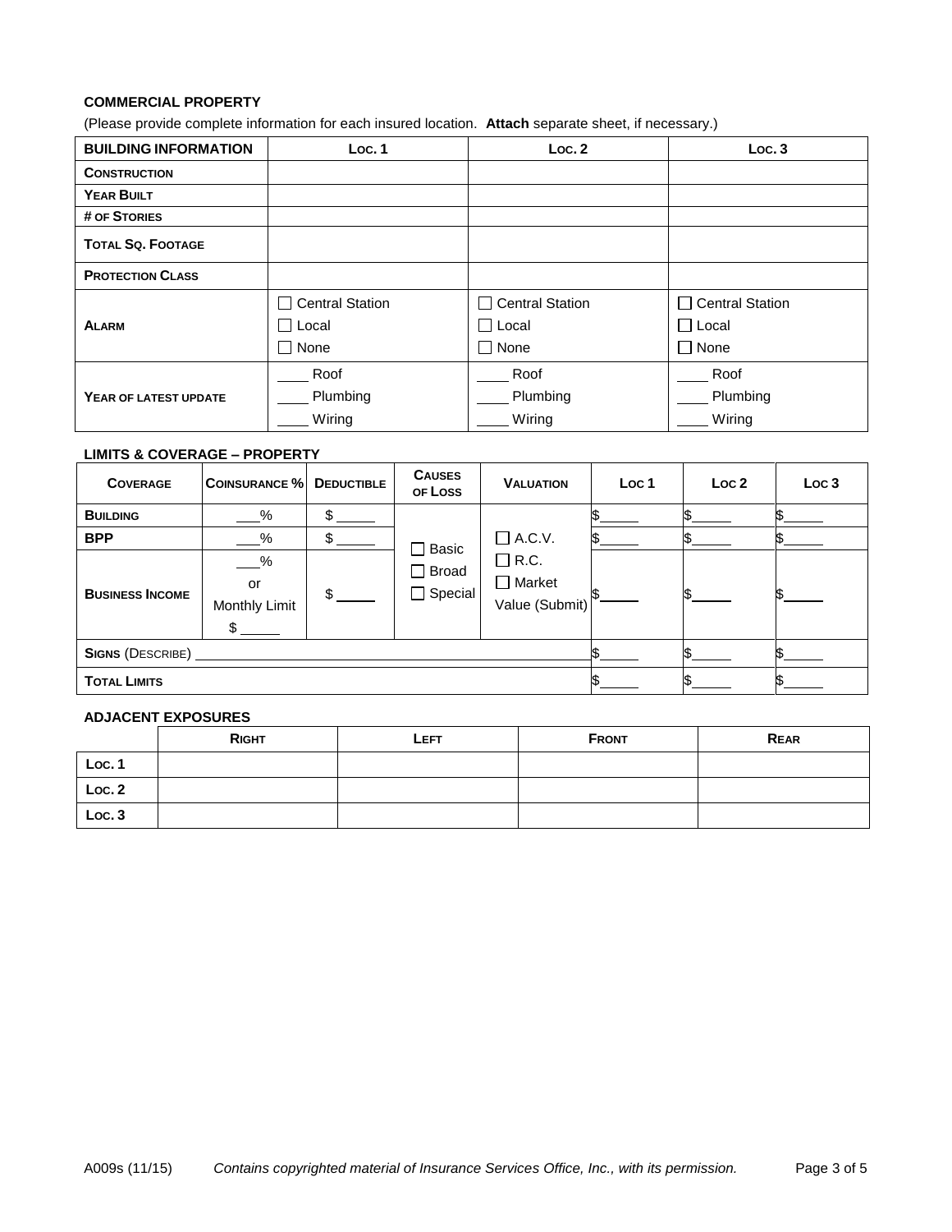### COMMERCIAL PROPERTY

(Please provide complete information for each insured location. **Attach** separate sheet, if necessary.)

| BUILDING INFORMATION | LOC. 1 | LOC. 2 | LOC. 3 |
|---|---|---|---|
| CONSTRUCTION | | | |
| YEAR BUILT | | | |
| # OF STORIES | | | |
| TOTAL SQ. FOOTAGE | | | |
| PROTECTION CLASS | | | |
| ALARM | ☐ Central Station ☐ Local ☐ None | ☐ Central Station ☐ Local ☐ None | ☐ Central Station ☐ Local ☐ None |
| YEAR OF LATEST UPDATE | ____ Roof ____ Plumbing ____ Wiring | ____ Roof ____ Plumbing ____ Wiring | ____ Roof ____ Plumbing ____ Wiring |

### LIMITS & COVERAGE – PROPERTY

| COVERAGE | COINSURANCE % | DEDUCTIBLE | CAUSES OF LOSS | VALUATION | LOC 1 | LOC 2 | LOC 3 |
|---|---|---|---|---|---|---|---|
| BUILDING | ___% | $ _____ | ☐ Basic ☐ Broad ☐ Special | ☐ A.C.V. ☐ R.C. ☐ Market Value (Submit) | $_____ | $_____ | $_____ |
| BPP | ___% | $ _____ | | | $_____ | $_____ | $_____ |
| BUSINESS INCOME | ___% or Monthly Limit $ _____ | $ _____ | | | $_____ | $_____ | $_____ |
| SIGNS (DESCRIBE) ______________________________ | | | | | $_____ | $_____ | $_____ |
| TOTAL LIMITS | | | | | $_____ | $_____ | $_____ |

### ADJACENT EXPOSURES

| | RIGHT | LEFT | FRONT | REAR |
|---|---|---|---|---|
| LOC. 1 | | | | |
| LOC. 2 | | | | |
| LOC. 3 | | | | |

A009s (11/15) *Contains copyrighted material of Insurance Services Office, Inc., with its permission.*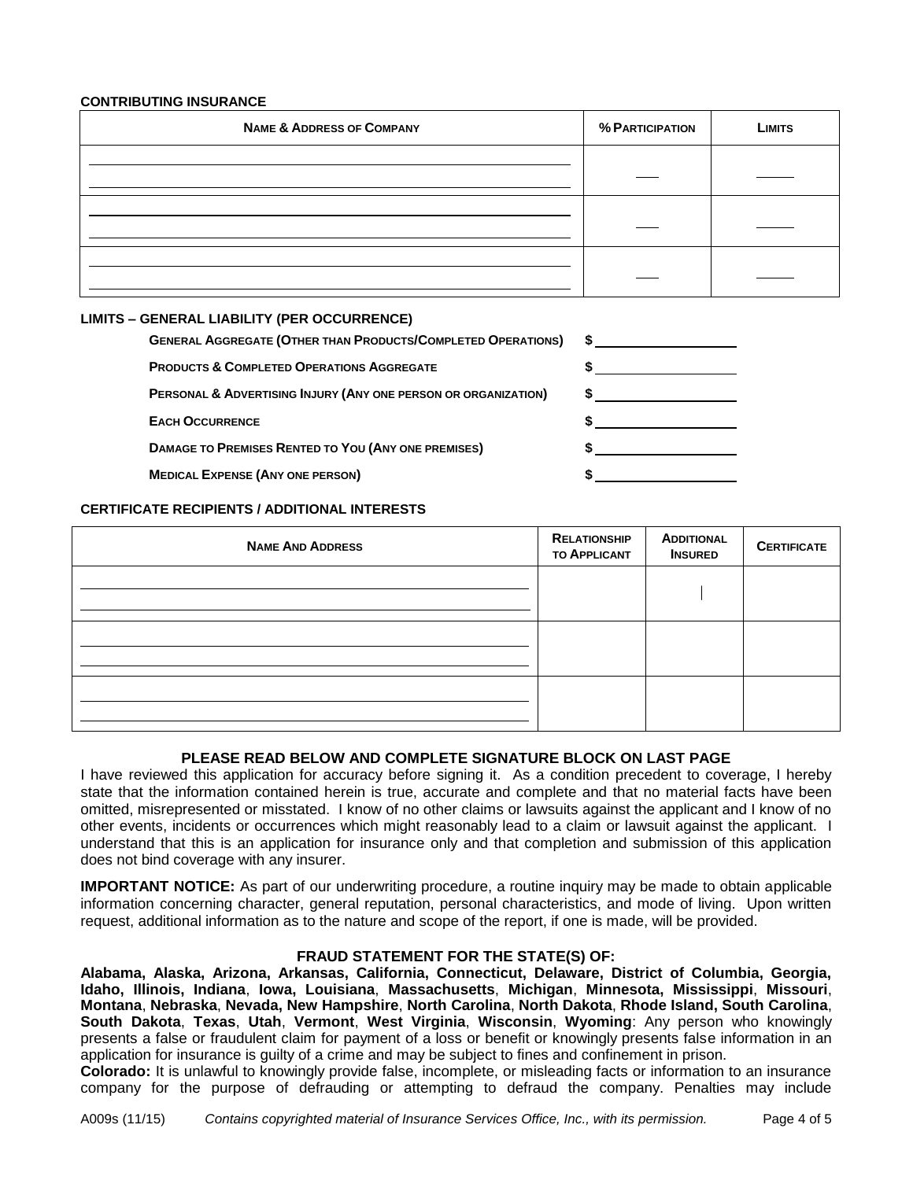**CONTRIBUTING INSURANCE**

| NAME & ADDRESS OF COMPANY | % PARTICIPATION | LIMITS |
|---|---|---|
| | | |
| | | |
| | | |

**LIMITS – GENERAL LIABILITY (PER OCCURRENCE)**

| | |
|---|---|
| GENERAL AGGREGATE (OTHER THAN PRODUCTS/COMPLETED OPERATIONS) | $ |
| PRODUCTS & COMPLETED OPERATIONS AGGREGATE | $ |
| PERSONAL & ADVERTISING INJURY (ANY ONE PERSON OR ORGANIZATION) | $ |
| EACH OCCURRENCE | $ |
| DAMAGE TO PREMISES RENTED TO YOU (ANY ONE PREMISES) | $ |
| MEDICAL EXPENSE (ANY ONE PERSON) | $ |

**CERTIFICATE RECIPIENTS / ADDITIONAL INTERESTS**

| NAME AND ADDRESS | RELATIONSHIP TO APPLICANT | ADDITIONAL INSURED | CERTIFICATE |
|---|---|---|---|
| | | | |
| | | | |
| | | | |

**PLEASE READ BELOW AND COMPLETE SIGNATURE BLOCK ON LAST PAGE**

I have reviewed this application for accuracy before signing it. As a condition precedent to coverage, I hereby state that the information contained herein is true, accurate and complete and that no material facts have been omitted, misrepresented or misstated. I know of no other claims or lawsuits against the applicant and I know of no other events, incidents or occurrences which might reasonably lead to a claim or lawsuit against the applicant. I understand that this is an application for insurance only and that completion and submission of this application does not bind coverage with any insurer.

**IMPORTANT NOTICE:** As part of our underwriting procedure, a routine inquiry may be made to obtain applicable information concerning character, general reputation, personal characteristics, and mode of living. Upon written request, additional information as to the nature and scope of the report, if one is made, will be provided.

**FRAUD STATEMENT FOR THE STATE(S) OF:**

**Alabama, Alaska, Arizona, Arkansas, California, Connecticut, Delaware, District of Columbia, Georgia, Idaho, Illinois, Indiana**, **Iowa, Louisiana**, **Massachusetts**, **Michigan**, **Minnesota, Mississippi**, **Missouri**, **Montana**, **Nebraska**, **Nevada, New Hampshire**, **North Carolina**, **North Dakota**, **Rhode Island, South Carolina**, **South Dakota**, **Texas**, **Utah**, **Vermont**, **West Virginia**, **Wisconsin**, **Wyoming**: Any person who knowingly presents a false or fraudulent claim for payment of a loss or benefit or knowingly presents false information in an application for insurance is guilty of a crime and may be subject to fines and confinement in prison.

**Colorado:** It is unlawful to knowingly provide false, incomplete, or misleading facts or information to an insurance company for the purpose of defrauding or attempting to defraud the company. Penalties may include

A009s (11/15) *Contains copyrighted material of Insurance Services Office, Inc., with its permission.*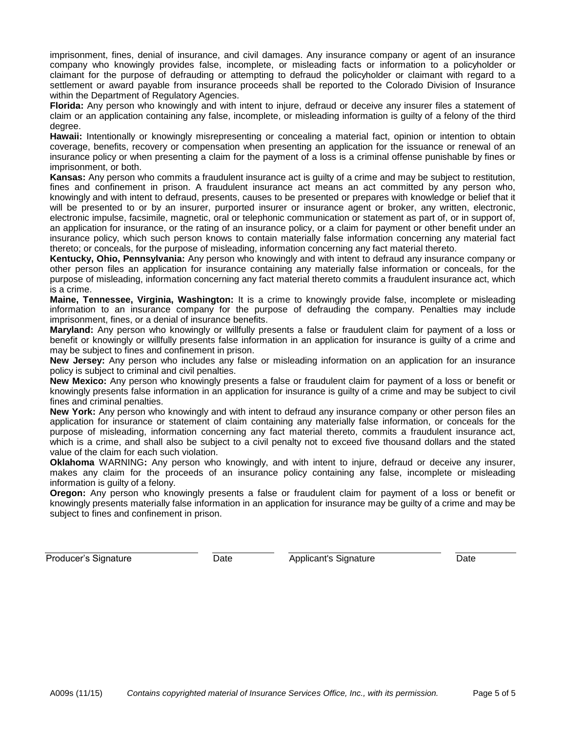imprisonment, fines, denial of insurance, and civil damages. Any insurance company or agent of an insurance company who knowingly provides false, incomplete, or misleading facts or information to a policyholder or claimant for the purpose of defrauding or attempting to defraud the policyholder or claimant with regard to a settlement or award payable from insurance proceeds shall be reported to the Colorado Division of Insurance within the Department of Regulatory Agencies.

**Florida:** Any person who knowingly and with intent to injure, defraud or deceive any insurer files a statement of claim or an application containing any false, incomplete, or misleading information is guilty of a felony of the third degree.

**Hawaii:** Intentionally or knowingly misrepresenting or concealing a material fact, opinion or intention to obtain coverage, benefits, recovery or compensation when presenting an application for the issuance or renewal of an insurance policy or when presenting a claim for the payment of a loss is a criminal offense punishable by fines or imprisonment, or both.

**Kansas:** Any person who commits a fraudulent insurance act is guilty of a crime and may be subject to restitution, fines and confinement in prison. A fraudulent insurance act means an act committed by any person who, knowingly and with intent to defraud, presents, causes to be presented or prepares with knowledge or belief that it will be presented to or by an insurer, purported insurer or insurance agent or broker, any written, electronic, electronic impulse, facsimile, magnetic, oral or telephonic communication or statement as part of, or in support of, an application for insurance, or the rating of an insurance policy, or a claim for payment or other benefit under an insurance policy, which such person knows to contain materially false information concerning any material fact thereto; or conceals, for the purpose of misleading, information concerning any fact material thereto.

**Kentucky, Ohio, Pennsylvania:** Any person who knowingly and with intent to defraud any insurance company or other person files an application for insurance containing any materially false information or conceals, for the purpose of misleading, information concerning any fact material thereto commits a fraudulent insurance act, which is a crime.

**Maine, Tennessee, Virginia, Washington:** It is a crime to knowingly provide false, incomplete or misleading information to an insurance company for the purpose of defrauding the company. Penalties may include imprisonment, fines, or a denial of insurance benefits.

**Maryland:** Any person who knowingly or willfully presents a false or fraudulent claim for payment of a loss or benefit or knowingly or willfully presents false information in an application for insurance is guilty of a crime and may be subject to fines and confinement in prison.

**New Jersey:** Any person who includes any false or misleading information on an application for an insurance policy is subject to criminal and civil penalties.

**New Mexico:** Any person who knowingly presents a false or fraudulent claim for payment of a loss or benefit or knowingly presents false information in an application for insurance is guilty of a crime and may be subject to civil fines and criminal penalties.

**New York:** Any person who knowingly and with intent to defraud any insurance company or other person files an application for insurance or statement of claim containing any materially false information, or conceals for the purpose of misleading, information concerning any fact material thereto, commits a fraudulent insurance act, which is a crime, and shall also be subject to a civil penalty not to exceed five thousand dollars and the stated value of the claim for each such violation.

**Oklahoma** WARNING**:** Any person who knowingly, and with intent to injure, defraud or deceive any insurer, makes any claim for the proceeds of an insurance policy containing any false, incomplete or misleading information is guilty of a felony.

**Oregon:** Any person who knowingly presents a false or fraudulent claim for payment of a loss or benefit or knowingly presents materially false information in an application for insurance may be guilty of a crime and may be subject to fines and confinement in prison.

| Producer's Signature | Date | Applicant's Signature | Date |
| --- | --- | --- | --- |

A009s (11/15) *Contains copyrighted material of Insurance Services Office, Inc., with its permission.*